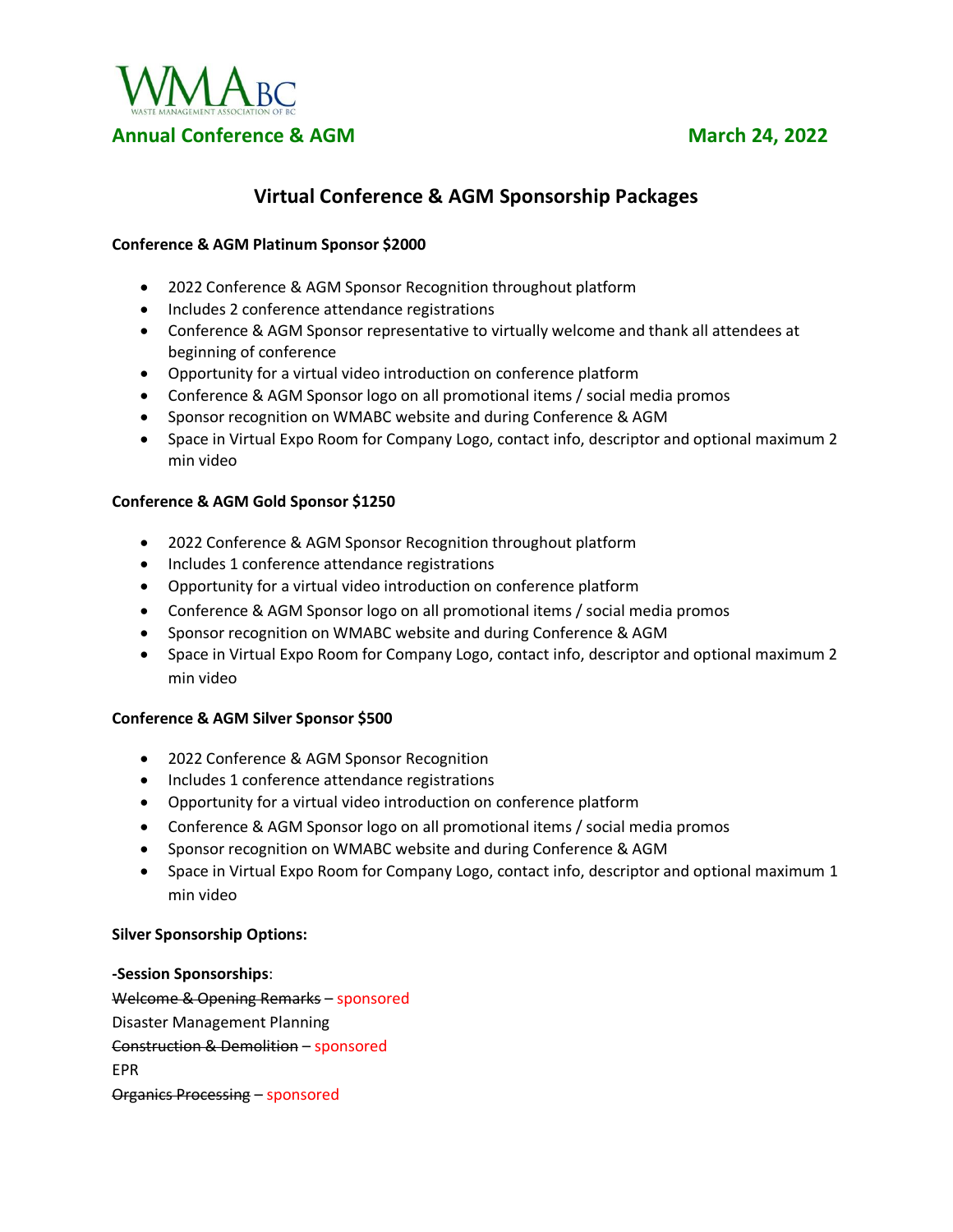WMABC
WASTE MANAGEMENT ASSOCIATION OF BC

**Annual Conference & AGM** **March 24, 2022**

## Virtual Conference & AGM Sponsorship Packages

**Conference & AGM Platinum Sponsor $2000**

- 2022 Conference & AGM Sponsor Recognition throughout platform
- Includes 2 conference attendance registrations
- Conference & AGM Sponsor representative to virtually welcome and thank all attendees at beginning of conference
- Opportunity for a virtual video introduction on conference platform
- Conference & AGM Sponsor logo on all promotional items / social media promos
- Sponsor recognition on WMABC website and during Conference & AGM
- Space in Virtual Expo Room for Company Logo, contact info, descriptor and optional maximum 2 min video

**Conference & AGM Gold Sponsor $1250**

- 2022 Conference & AGM Sponsor Recognition throughout platform
- Includes 1 conference attendance registrations
- Opportunity for a virtual video introduction on conference platform
- Conference & AGM Sponsor logo on all promotional items / social media promos
- Sponsor recognition on WMABC website and during Conference & AGM
- Space in Virtual Expo Room for Company Logo, contact info, descriptor and optional maximum 2 min video

**Conference & AGM Silver Sponsor $500**

- 2022 Conference & AGM Sponsor Recognition
- Includes 1 conference attendance registrations
- Opportunity for a virtual video introduction on conference platform
- Conference & AGM Sponsor logo on all promotional items / social media promos
- Sponsor recognition on WMABC website and during Conference & AGM
- Space in Virtual Expo Room for Company Logo, contact info, descriptor and optional maximum 1 min video

**Silver Sponsorship Options:**

**-Session Sponsorships**:

~~Welcome & Opening Remarks~~ – sponsored

Disaster Management Planning

~~Construction & Demolition~~ – sponsored

EPR

~~Organics Processing~~ – sponsored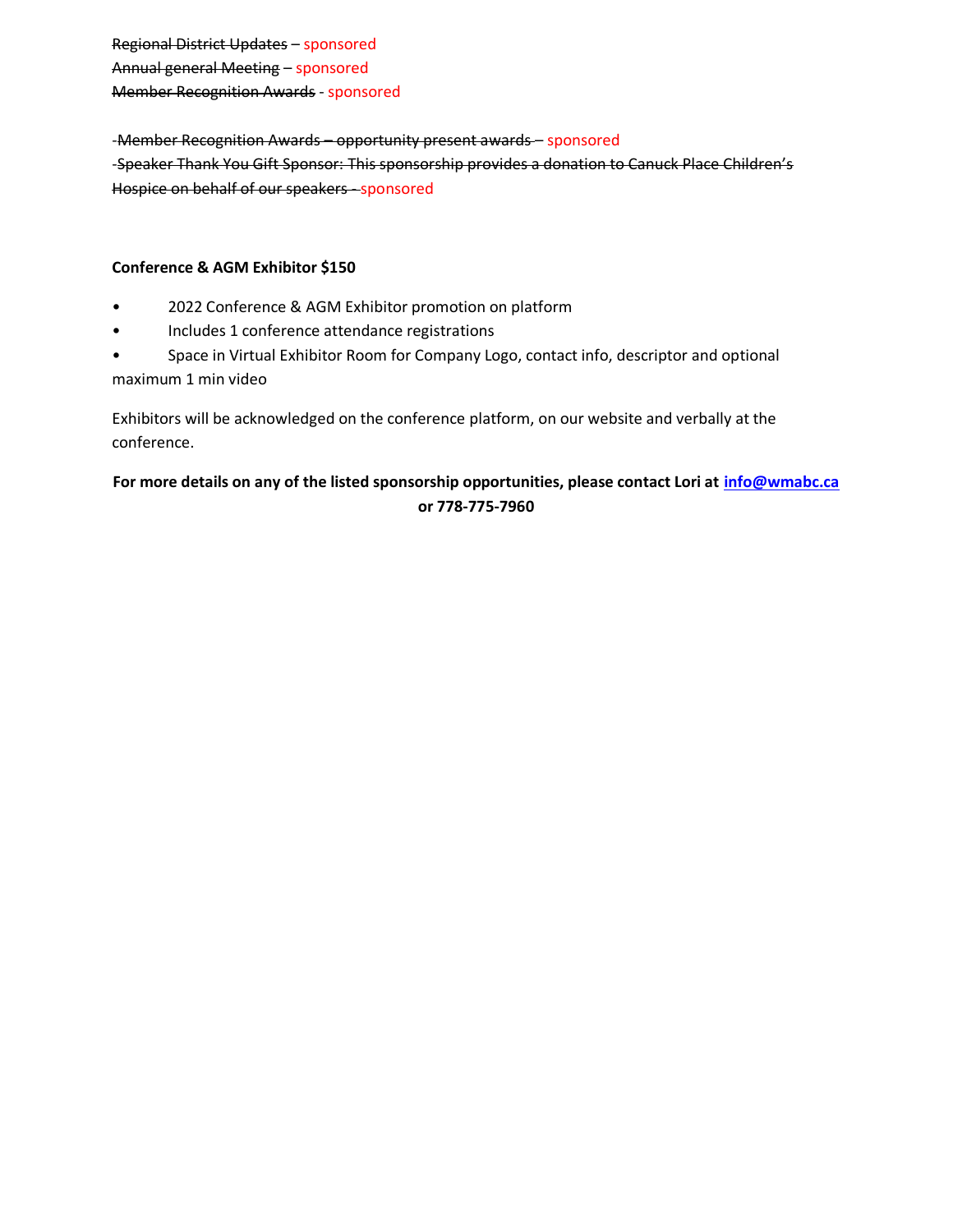~~Regional District Updates~~ – sponsored
~~Annual general Meeting~~ – sponsored
~~Member Recognition Awards~~ - sponsored

-~~Member Recognition Awards – opportunity present awards~~ – sponsored
-~~Speaker Thank You Gift Sponsor: This sponsorship provides a donation to Canuck Place Children's Hospice on behalf of our speakers~~ - sponsored

**Conference & AGM Exhibitor $150**

- 2022 Conference & AGM Exhibitor promotion on platform
- Includes 1 conference attendance registrations
- Space in Virtual Exhibitor Room for Company Logo, contact info, descriptor and optional maximum 1 min video

Exhibitors will be acknowledged on the conference platform, on our website and verbally at the conference.

**For more details on any of the listed sponsorship opportunities, please contact Lori at info@wmabc.ca or 778-775-7960**